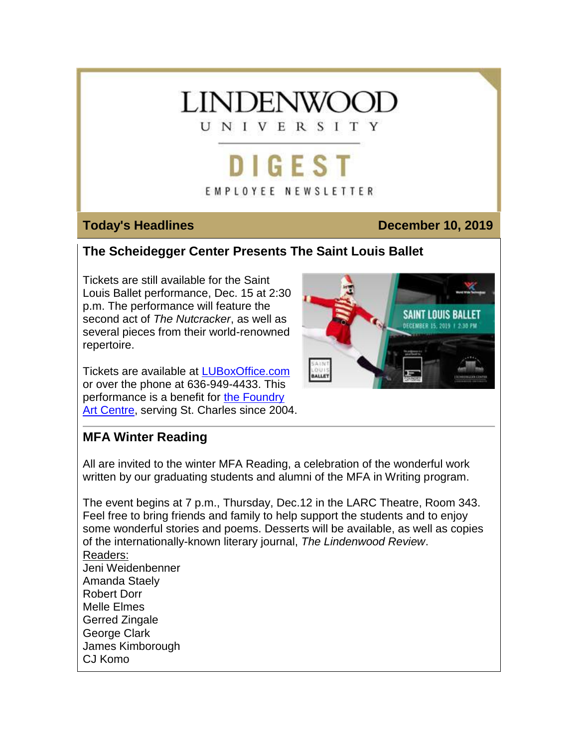# LINDENWOOD UNIVERSITY

# DIGEST

EMPLOYEE NEWSLETTER

**Today's Headlines** **December 10, 2019**

## The Scheidegger Center Presents The Saint Louis Ballet

Tickets are still available for the Saint Louis Ballet performance, Dec. 15 at 2:30 p.m. The performance will feature the second act of *The Nutcracker*, as well as several pieces from their world-renowned repertoire.

Tickets are available at [LUBoxOffice.com](LUBoxOffice.com) or over the phone at 636-949-4433. This performance is a benefit for [the Foundry Art Centre](the Foundry Art Centre), serving St. Charles since 2004.

---

## MFA Winter Reading

All are invited to the winter MFA Reading, a celebration of the wonderful work written by our graduating students and alumni of the MFA in Writing program.

The event begins at 7 p.m., Thursday, Dec.12 in the LARC Theatre, Room 343. Feel free to bring friends and family to help support the students and to enjoy some wonderful stories and poems. Desserts will be available, as well as copies of the internationally-known literary journal, *The Lindenwood Review*.

Readers:

Jeni Weidenbenner
Amanda Staely
Robert Dorr
Melle Elmes
Gerred Zingale
George Clark
James Kimborough
CJ Komo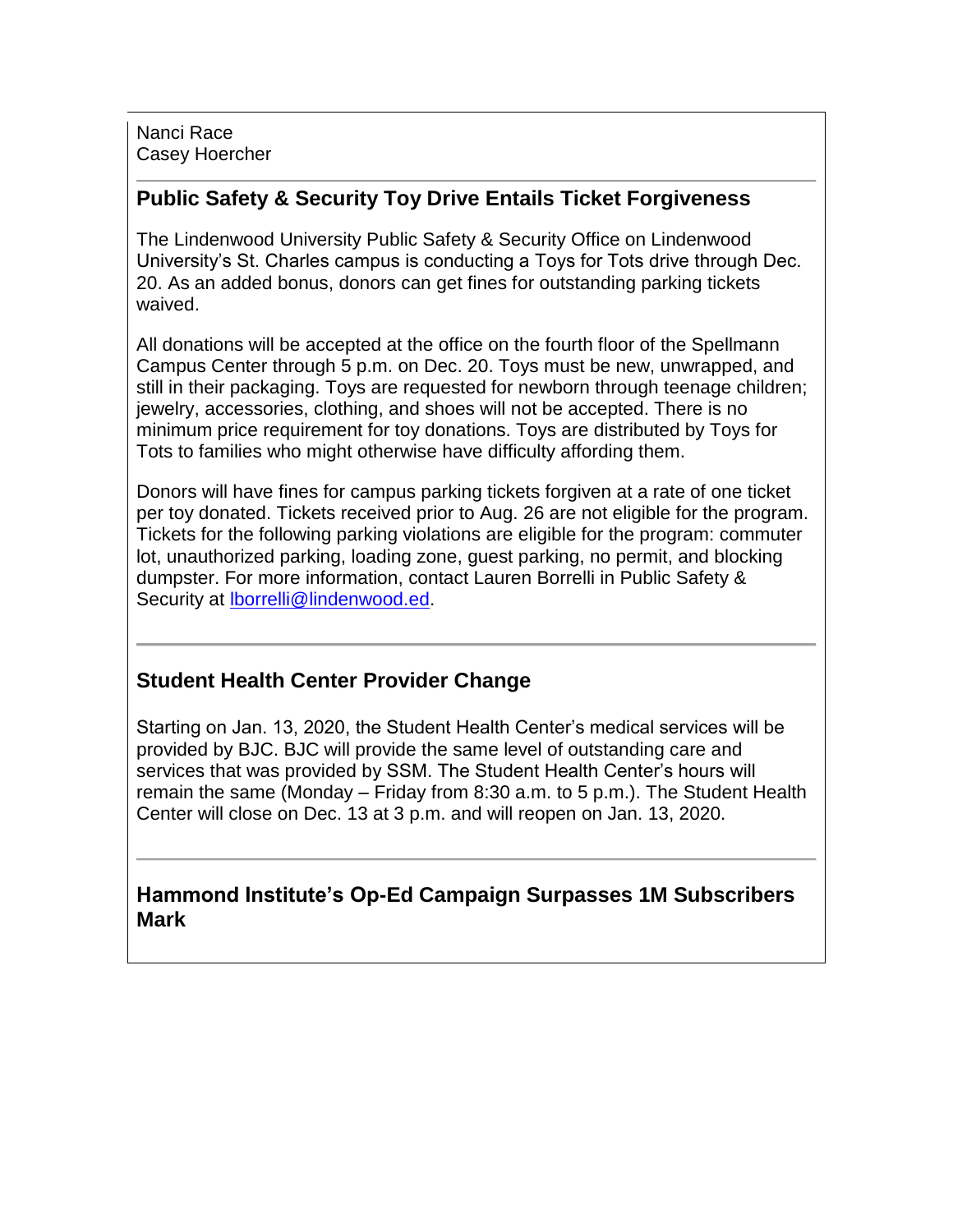Nanci Race
Casey Hoercher

---

### Public Safety & Security Toy Drive Entails Ticket Forgiveness

The Lindenwood University Public Safety & Security Office on Lindenwood University's St. Charles campus is conducting a Toys for Tots drive through Dec. 20. As an added bonus, donors can get fines for outstanding parking tickets waived.

All donations will be accepted at the office on the fourth floor of the Spellmann Campus Center through 5 p.m. on Dec. 20. Toys must be new, unwrapped, and still in their packaging. Toys are requested for newborn through teenage children; jewelry, accessories, clothing, and shoes will not be accepted. There is no minimum price requirement for toy donations. Toys are distributed by Toys for Tots to families who might otherwise have difficulty affording them.

Donors will have fines for campus parking tickets forgiven at a rate of one ticket per toy donated. Tickets received prior to Aug. 26 are not eligible for the program. Tickets for the following parking violations are eligible for the program: commuter lot, unauthorized parking, loading zone, guest parking, no permit, and blocking dumpster. For more information, contact Lauren Borrelli in Public Safety & Security at lborrelli@lindenwood.ed.

---

### Student Health Center Provider Change

Starting on Jan. 13, 2020, the Student Health Center's medical services will be provided by BJC. BJC will provide the same level of outstanding care and services that was provided by SSM. The Student Health Center's hours will remain the same (Monday – Friday from 8:30 a.m. to 5 p.m.). The Student Health Center will close on Dec. 13 at 3 p.m. and will reopen on Jan. 13, 2020.

---

### Hammond Institute's Op-Ed Campaign Surpasses 1M Subscribers Mark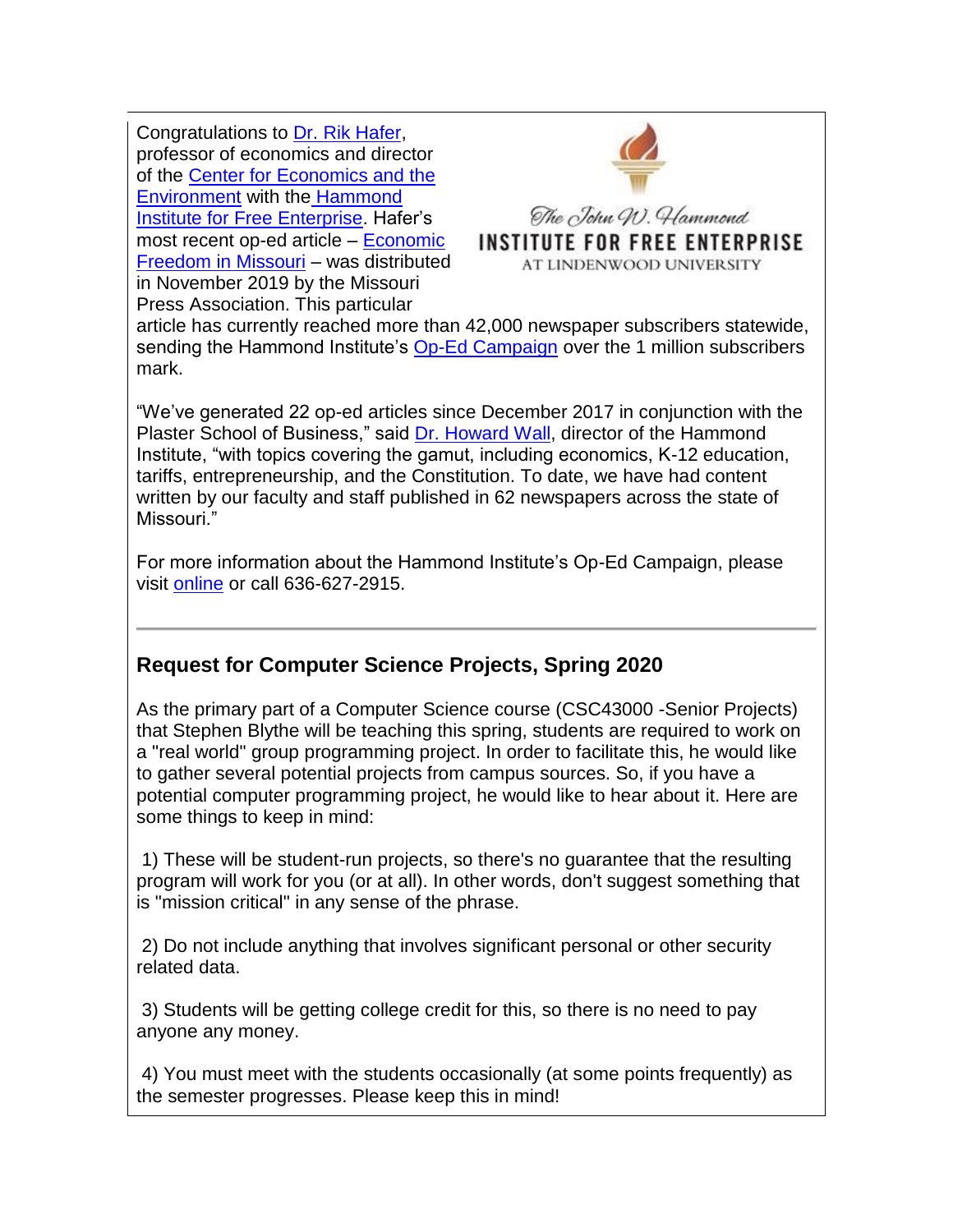Congratulations to Dr. Rik Hafer, professor of economics and director of the Center for Economics and the Environment with the Hammond Institute for Free Enterprise. Hafer's most recent op-ed article – Economic Freedom in Missouri – was distributed in November 2019 by the Missouri Press Association. This particular article has currently reached more than 42,000 newspaper subscribers statewide, sending the Hammond Institute's Op-Ed Campaign over the 1 million subscribers mark.

"We've generated 22 op-ed articles since December 2017 in conjunction with the Plaster School of Business," said Dr. Howard Wall, director of the Hammond Institute, "with topics covering the gamut, including economics, K-12 education, tariffs, entrepreneurship, and the Constitution. To date, we have had content written by our faculty and staff published in 62 newspapers across the state of Missouri."

For more information about the Hammond Institute's Op-Ed Campaign, please visit online or call 636-627-2915.

---

## Request for Computer Science Projects, Spring 2020

As the primary part of a Computer Science course (CSC43000 -Senior Projects) that Stephen Blythe will be teaching this spring, students are required to work on a "real world" group programming project. In order to facilitate this, he would like to gather several potential projects from campus sources. So, if you have a potential computer programming project, he would like to hear about it. Here are some things to keep in mind:

1) These will be student-run projects, so there's no guarantee that the resulting program will work for you (or at all). In other words, don't suggest something that is "mission critical" in any sense of the phrase.

2) Do not include anything that involves significant personal or other security related data.

3) Students will be getting college credit for this, so there is no need to pay anyone any money.

4) You must meet with the students occasionally (at some points frequently) as the semester progresses. Please keep this in mind!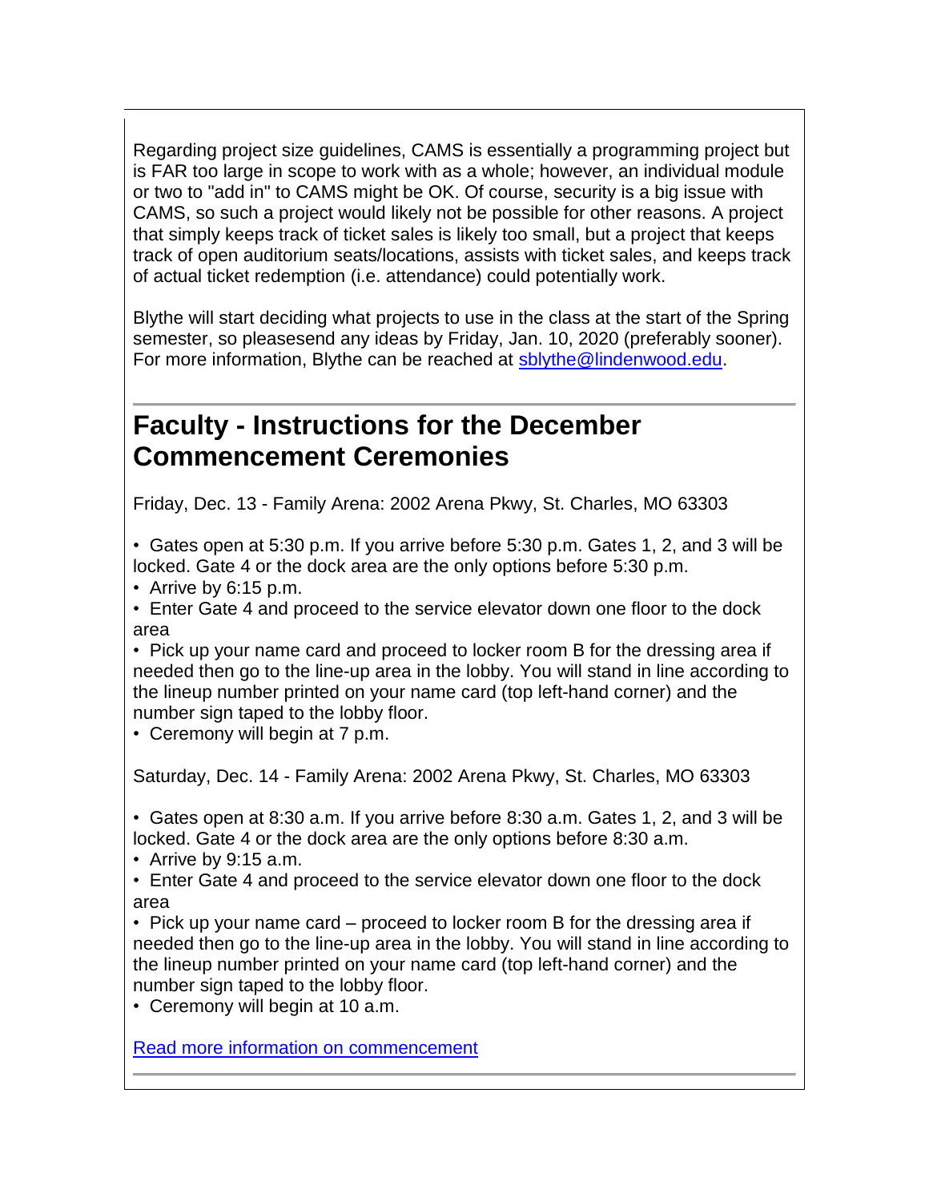Regarding project size guidelines, CAMS is essentially a programming project but is FAR too large in scope to work with as a whole; however, an individual module or two to "add in" to CAMS might be OK. Of course, security is a big issue with CAMS, so such a project would likely not be possible for other reasons. A project that simply keeps track of ticket sales is likely too small, but a project that keeps track of open auditorium seats/locations, assists with ticket sales, and keeps track of actual ticket redemption (i.e. attendance) could potentially work.

Blythe will start deciding what projects to use in the class at the start of the Spring semester, so pleasesend any ideas by Friday, Jan. 10, 2020 (preferably sooner). For more information, Blythe can be reached at [sblythe@lindenwood.edu](mailto:sblythe@lindenwood.edu).

## Faculty - Instructions for the December Commencement Ceremonies

Friday, Dec. 13 - Family Arena: 2002 Arena Pkwy, St. Charles, MO 63303

- Gates open at 5:30 p.m. If you arrive before 5:30 p.m. Gates 1, 2, and 3 will be locked. Gate 4 or the dock area are the only options before 5:30 p.m.
- Arrive by 6:15 p.m.
- Enter Gate 4 and proceed to the service elevator down one floor to the dock area
- Pick up your name card and proceed to locker room B for the dressing area if needed then go to the line-up area in the lobby. You will stand in line according to the lineup number printed on your name card (top left-hand corner) and the number sign taped to the lobby floor.
- Ceremony will begin at 7 p.m.

Saturday, Dec. 14 - Family Arena: 2002 Arena Pkwy, St. Charles, MO 63303

- Gates open at 8:30 a.m. If you arrive before 8:30 a.m. Gates 1, 2, and 3 will be locked. Gate 4 or the dock area are the only options before 8:30 a.m.
- Arrive by 9:15 a.m.
- Enter Gate 4 and proceed to the service elevator down one floor to the dock area
- Pick up your name card – proceed to locker room B for the dressing area if needed then go to the line-up area in the lobby. You will stand in line according to the lineup number printed on your name card (top left-hand corner) and the number sign taped to the lobby floor.
- Ceremony will begin at 10 a.m.

[Read more information on commencement]()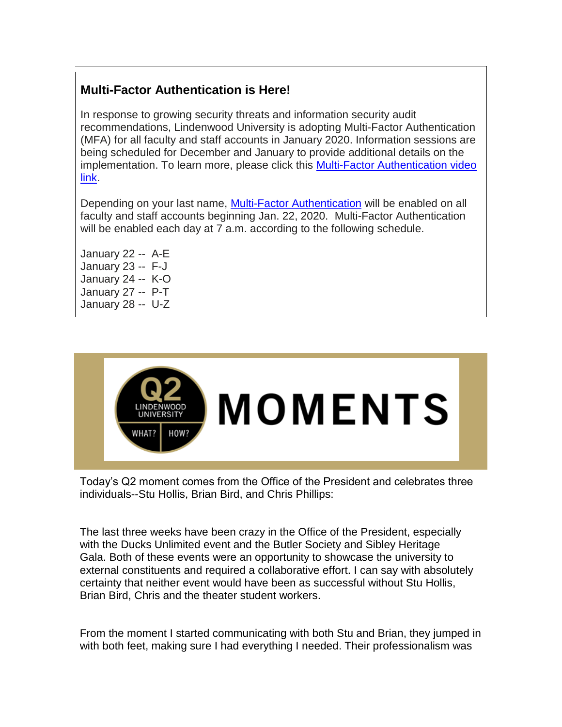### Multi-Factor Authentication is Here!

In response to growing security threats and information security audit recommendations, Lindenwood University is adopting Multi-Factor Authentication (MFA) for all faculty and staff accounts in January 2020. Information sessions are being scheduled for December and January to provide additional details on the implementation. To learn more, please click this [Multi-Factor Authentication video link](#).

Depending on your last name, [Multi-Factor Authentication](#) will be enabled on all faculty and staff accounts beginning Jan. 22, 2020. Multi-Factor Authentication will be enabled each day at 7 a.m. according to the following schedule.

January 22 -- A-E  
January 23 -- F-J  
January 24 -- K-O  
January 27 -- P-T  
January 28 -- U-Z

## Q2 LINDENWOOD UNIVERSITY WHAT? HOW? MOMENTS

Today's Q2 moment comes from the Office of the President and celebrates three individuals--Stu Hollis, Brian Bird, and Chris Phillips:

The last three weeks have been crazy in the Office of the President, especially with the Ducks Unlimited event and the Butler Society and Sibley Heritage Gala. Both of these events were an opportunity to showcase the university to external constituents and required a collaborative effort. I can say with absolutely certainty that neither event would have been as successful without Stu Hollis, Brian Bird, Chris and the theater student workers.

From the moment I started communicating with both Stu and Brian, they jumped in with both feet, making sure I had everything I needed. Their professionalism was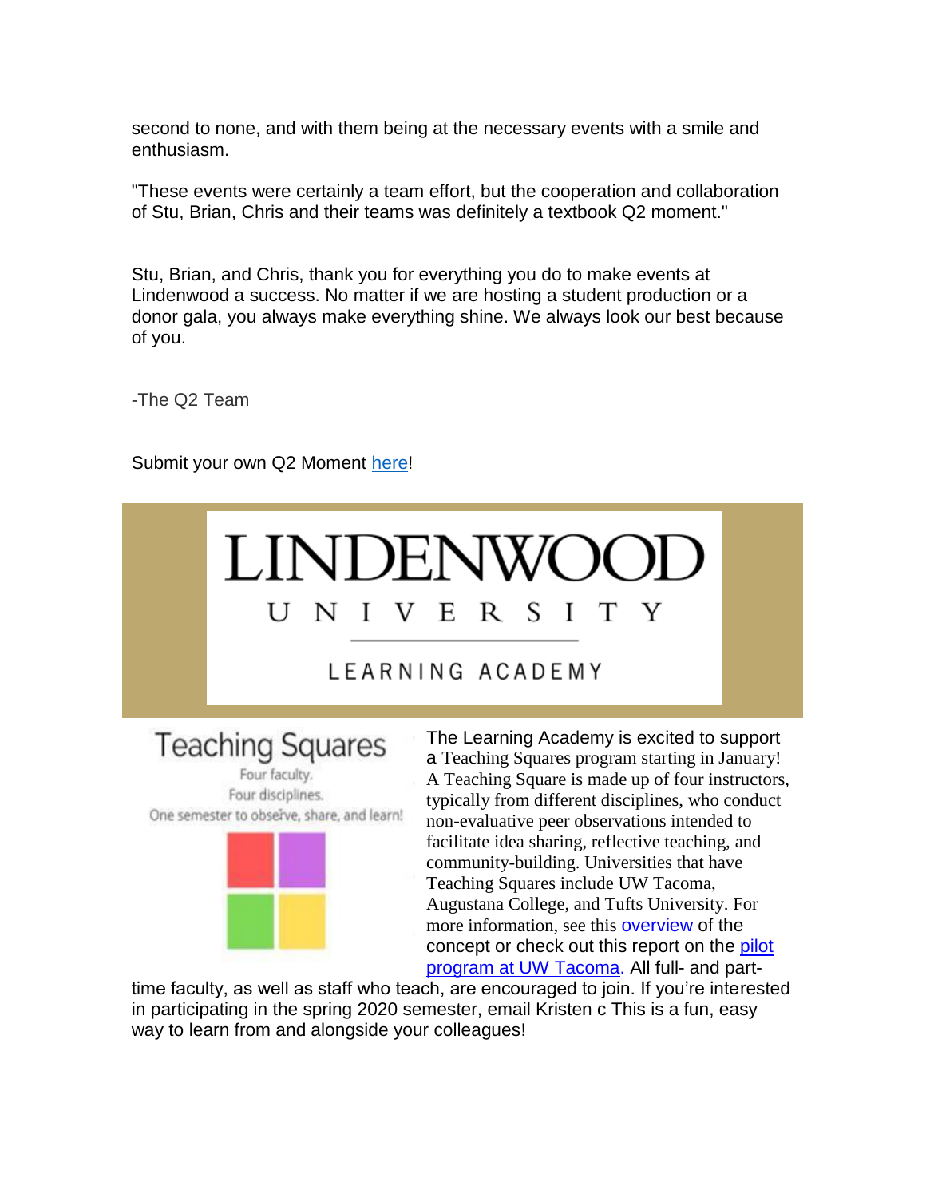second to none, and with them being at the necessary events with a smile and enthusiasm.

"These events were certainly a team effort, but the cooperation and collaboration of Stu, Brian, Chris and their teams was definitely a textbook Q2 moment."

Stu, Brian, and Chris, thank you for everything you do to make events at Lindenwood a success. No matter if we are hosting a student production or a donor gala, you always make everything shine. We always look our best because of you.

-The Q2 Team

Submit your own Q2 Moment here!

# LINDENWOOD UNIVERSITY

## LEARNING ACADEMY

### Teaching Squares

Four faculty.
Four disciplines.
One semester to observe, share, and learn!

The Learning Academy is excited to support a Teaching Squares program starting in January! A Teaching Square is made up of four instructors, typically from different disciplines, who conduct non-evaluative peer observations intended to facilitate idea sharing, reflective teaching, and community-building. Universities that have Teaching Squares include UW Tacoma, Augustana College, and Tufts University. For more information, see this overview of the concept or check out this report on the pilot program at UW Tacoma. All full- and part-time faculty, as well as staff who teach, are encouraged to join. If you're interested in participating in the spring 2020 semester, email Kristen c This is a fun, easy way to learn from and alongside your colleagues!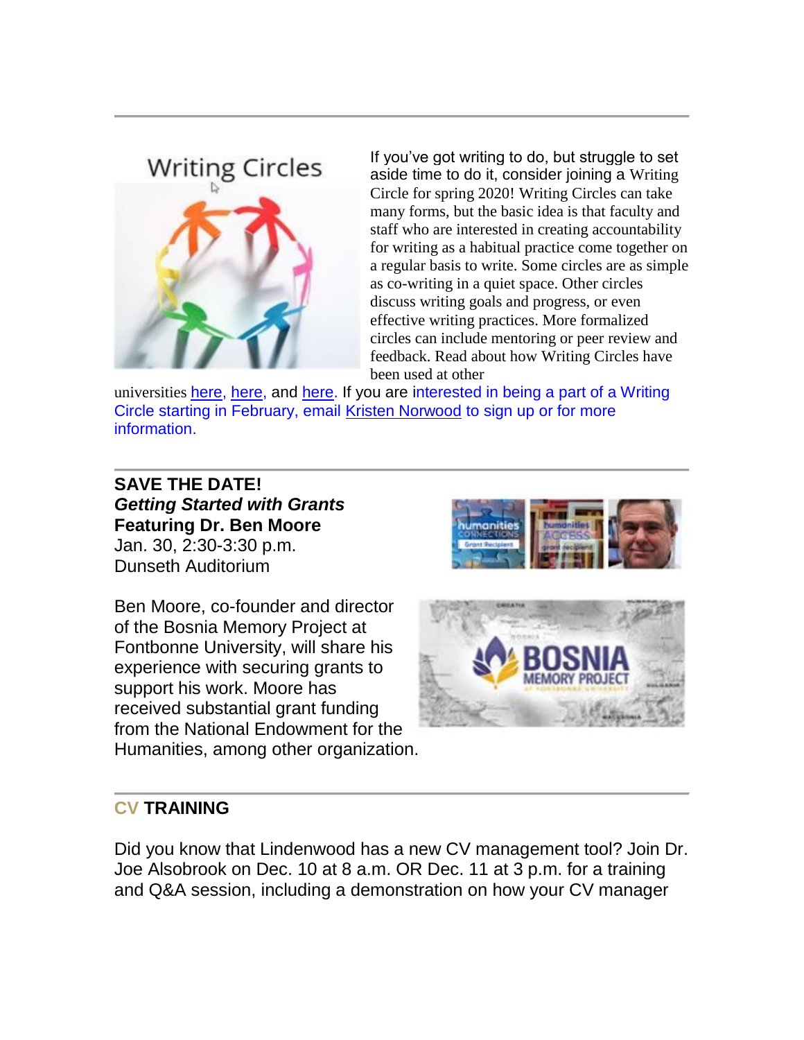## Writing Circles

If you've got writing to do, but struggle to set aside time to do it, consider joining a Writing Circle for spring 2020! Writing Circles can take many forms, but the basic idea is that faculty and staff who are interested in creating accountability for writing as a habitual practice come together on a regular basis to write. Some circles are as simple as co-writing in a quiet space. Other circles discuss writing goals and progress, or even effective writing practices. More formalized circles can include mentoring or peer review and feedback. Read about how Writing Circles have been used at other universities here, here, and here. If you are interested in being a part of a Writing Circle starting in February, email Kristen Norwood to sign up or for more information.

---

**SAVE THE DATE!**
***Getting Started with Grants***
**Featuring Dr. Ben Moore**
Jan. 30, 2:30-3:30 p.m.
Dunseth Auditorium

Ben Moore, co-founder and director of the Bosnia Memory Project at Fontbonne University, will share his experience with securing grants to support his work. Moore has received substantial grant funding from the National Endowment for the Humanities, among other organization.

---

## CV TRAINING

Did you know that Lindenwood has a new CV management tool? Join Dr. Joe Alsobrook on Dec. 10 at 8 a.m. OR Dec. 11 at 3 p.m. for a training and Q&A session, including a demonstration on how your CV manager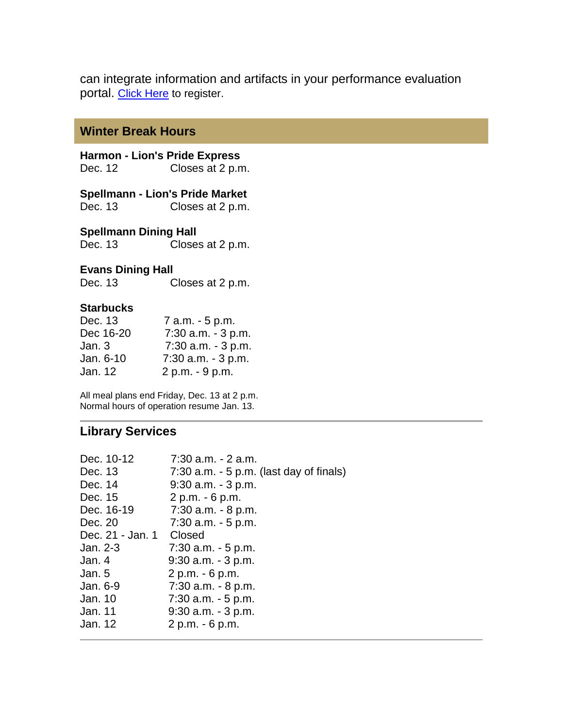can integrate information and artifacts in your performance evaluation portal. [Click Here](#) to register.

## Winter Break Hours

**Harmon - Lion's Pride Express**

| | |
|---|---|
| Dec. 12 | Closes at 2 p.m. |

**Spellmann - Lion's Pride Market**

| | |
|---|---|
| Dec. 13 | Closes at 2 p.m. |

**Spellmann Dining Hall**

| | |
|---|---|
| Dec. 13 | Closes at 2 p.m. |

**Evans Dining Hall**

| | |
|---|---|
| Dec. 13 | Closes at 2 p.m. |

**Starbucks**

| | |
|---|---|
| Dec. 13 | 7 a.m. - 5 p.m. |
| Dec 16-20 | 7:30 a.m. - 3 p.m. |
| Jan. 3 | 7:30 a.m. - 3 p.m. |
| Jan. 6-10 | 7:30 a.m. - 3 p.m. |
| Jan. 12 | 2 p.m. - 9 p.m. |

All meal plans end Friday, Dec. 13 at 2 p.m.
Normal hours of operation resume Jan. 13.

## Library Services

| | |
|---|---|
| Dec. 10-12 | 7:30 a.m. - 2 a.m. |
| Dec. 13 | 7:30 a.m. - 5 p.m. (last day of finals) |
| Dec. 14 | 9:30 a.m. - 3 p.m. |
| Dec. 15 | 2 p.m. - 6 p.m. |
| Dec. 16-19 | 7:30 a.m. - 8 p.m. |
| Dec. 20 | 7:30 a.m. - 5 p.m. |
| Dec. 21 - Jan. 1 | Closed |
| Jan. 2-3 | 7:30 a.m. - 5 p.m. |
| Jan. 4 | 9:30 a.m. - 3 p.m. |
| Jan. 5 | 2 p.m. - 6 p.m. |
| Jan. 6-9 | 7:30 a.m. - 8 p.m. |
| Jan. 10 | 7:30 a.m. - 5 p.m. |
| Jan. 11 | 9:30 a.m. - 3 p.m. |
| Jan. 12 | 2 p.m. - 6 p.m. |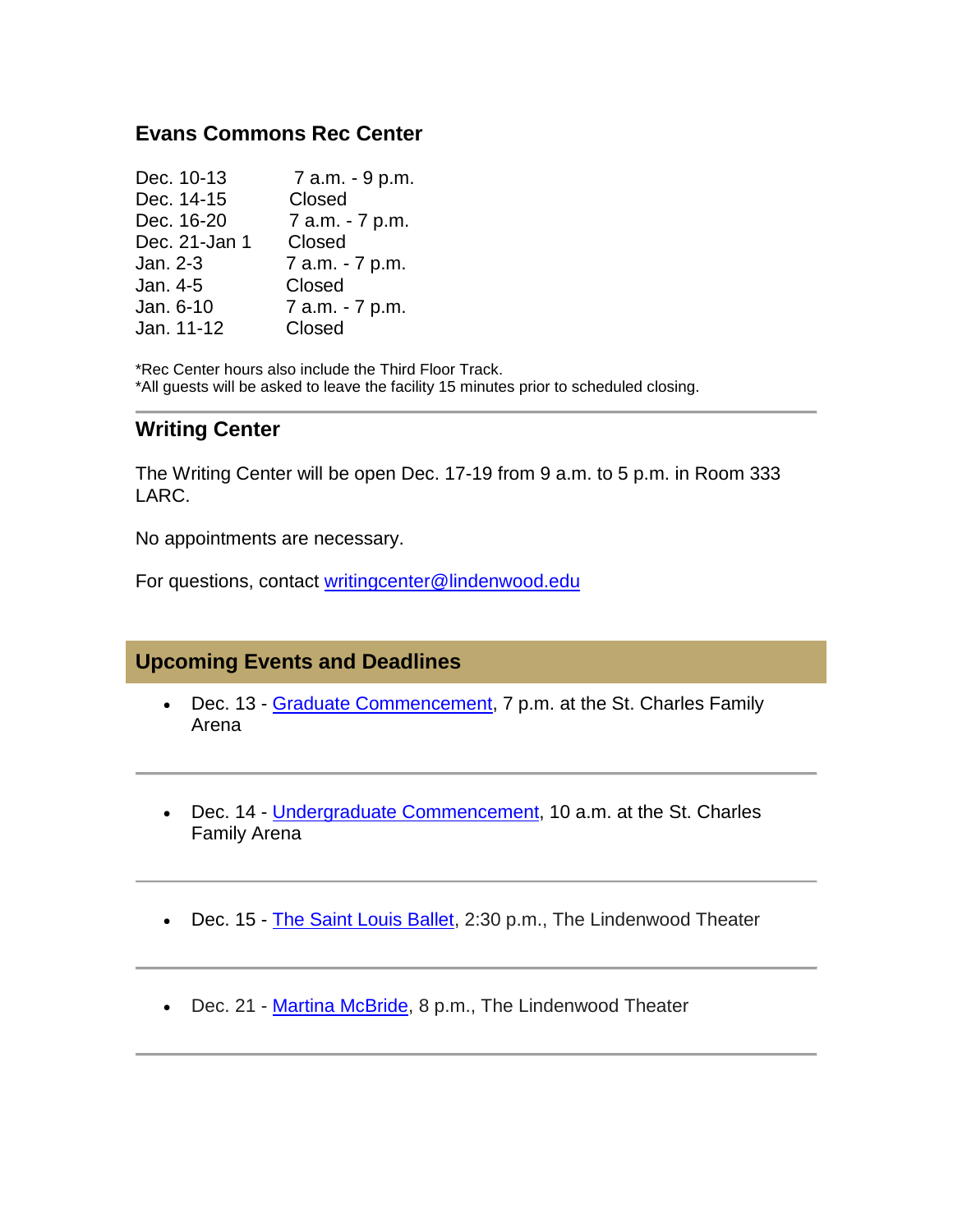### Evans Commons Rec Center

| | |
|---|---|
| Dec. 10-13 | 7 a.m. - 9 p.m. |
| Dec. 14-15 | Closed |
| Dec. 16-20 | 7 a.m. - 7 p.m. |
| Dec. 21-Jan 1 | Closed |
| Jan. 2-3 | 7 a.m. - 7 p.m. |
| Jan. 4-5 | Closed |
| Jan. 6-10 | 7 a.m. - 7 p.m. |
| Jan. 11-12 | Closed |

*Rec Center hours also include the Third Floor Track.
*All guests will be asked to leave the facility 15 minutes prior to scheduled closing.

### Writing Center

The Writing Center will be open Dec. 17-19 from 9 a.m. to 5 p.m. in Room 333 LARC.

No appointments are necessary.

For questions, contact writingcenter@lindenwood.edu

## Upcoming Events and Deadlines

- Dec. 13 - Graduate Commencement, 7 p.m. at the St. Charles Family Arena

- Dec. 14 - Undergraduate Commencement, 10 a.m. at the St. Charles Family Arena

- Dec. 15 - The Saint Louis Ballet, 2:30 p.m., The Lindenwood Theater

- Dec. 21 - Martina McBride, 8 p.m., The Lindenwood Theater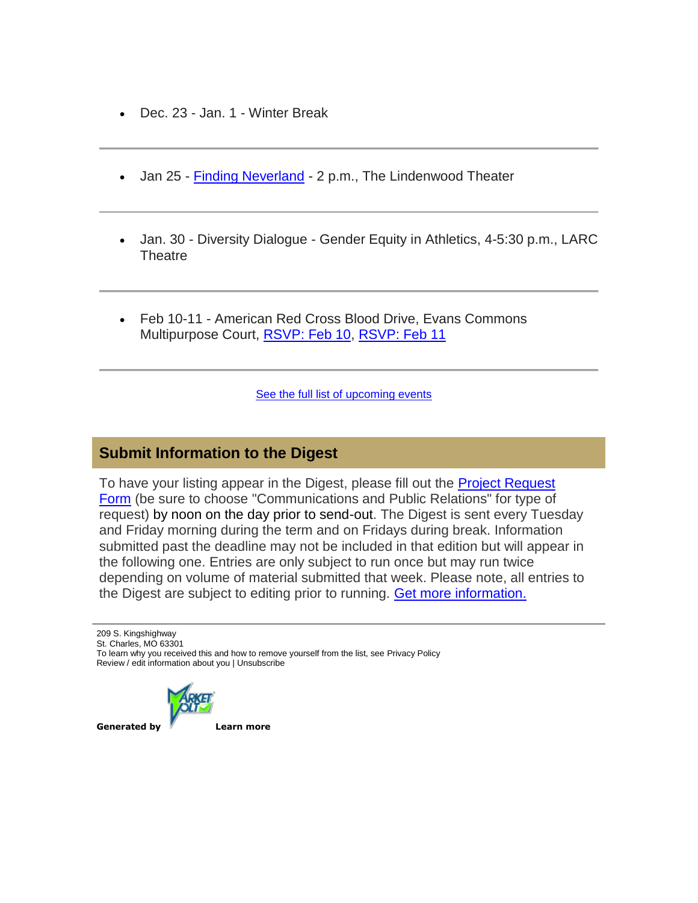- Dec. 23 - Jan. 1 - Winter Break

---

- Jan 25 - Finding Neverland - 2 p.m., The Lindenwood Theater

---

- Jan. 30 - Diversity Dialogue - Gender Equity in Athletics, 4-5:30 p.m., LARC Theatre

---

- Feb 10-11 - American Red Cross Blood Drive, Evans Commons Multipurpose Court, RSVP: Feb 10, RSVP: Feb 11

---

See the full list of upcoming events

## Submit Information to the Digest

To have your listing appear in the Digest, please fill out the Project Request Form (be sure to choose "Communications and Public Relations" for type of request) by noon on the day prior to send-out. The Digest is sent every Tuesday and Friday morning during the term and on Fridays during break. Information submitted past the deadline may not be included in that edition but will appear in the following one. Entries are only subject to run once but may run twice depending on volume of material submitted that week. Please note, all entries to the Digest are subject to editing prior to running. Get more information.

---

209 S. Kingshighway
St. Charles, MO 63301
To learn why you received this and how to remove yourself from the list, see Privacy Policy
Review / edit information about you | Unsubscribe

**Generated by** **Learn more**